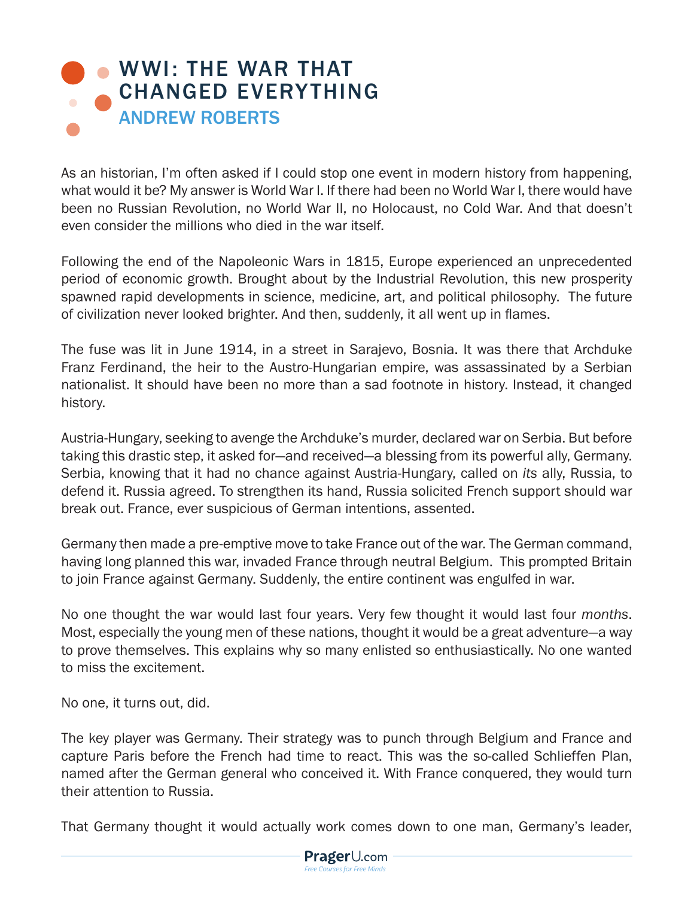# WWI: THE WAR THAT CHANGED EVERYTHING

## ANDREW ROBERTS

As an historian, I'm often asked if I could stop one event in modern history from happening, what would it be? My answer is World War I. If there had been no World War I, there would have been no Russian Revolution, no World War II, no Holocaust, no Cold War. And that doesn't even consider the millions who died in the war itself.

Following the end of the Napoleonic Wars in 1815, Europe experienced an unprecedented period of economic growth. Brought about by the Industrial Revolution, this new prosperity spawned rapid developments in science, medicine, art, and political philosophy. The future of civilization never looked brighter. And then, suddenly, it all went up in flames.

The fuse was lit in June 1914, in a street in Sarajevo, Bosnia. It was there that Archduke Franz Ferdinand, the heir to the Austro-Hungarian empire, was assassinated by a Serbian nationalist. It should have been no more than a sad footnote in history. Instead, it changed history.

Austria-Hungary, seeking to avenge the Archduke's murder, declared war on Serbia. But before taking this drastic step, it asked for—and received—a blessing from its powerful ally, Germany. Serbia, knowing that it had no chance against Austria-Hungary, called on *its* ally, Russia, to defend it. Russia agreed. To strengthen its hand, Russia solicited French support should war break out. France, ever suspicious of German intentions, assented.

Germany then made a pre-emptive move to take France out of the war. The German command, having long planned this war, invaded France through neutral Belgium. This prompted Britain to join France against Germany. Suddenly, the entire continent was engulfed in war.

No one thought the war would last four years. Very few thought it would last four *months*. Most, especially the young men of these nations, thought it would be a great adventure—a way to prove themselves. This explains why so many enlisted so enthusiastically. No one wanted to miss the excitement.

No one, it turns out, did.

The key player was Germany. Their strategy was to punch through Belgium and France and capture Paris before the French had time to react. This was the so-called Schlieffen Plan, named after the German general who conceived it. With France conquered, they would turn their attention to Russia.

That Germany thought it would actually work comes down to one man, Germany's leader,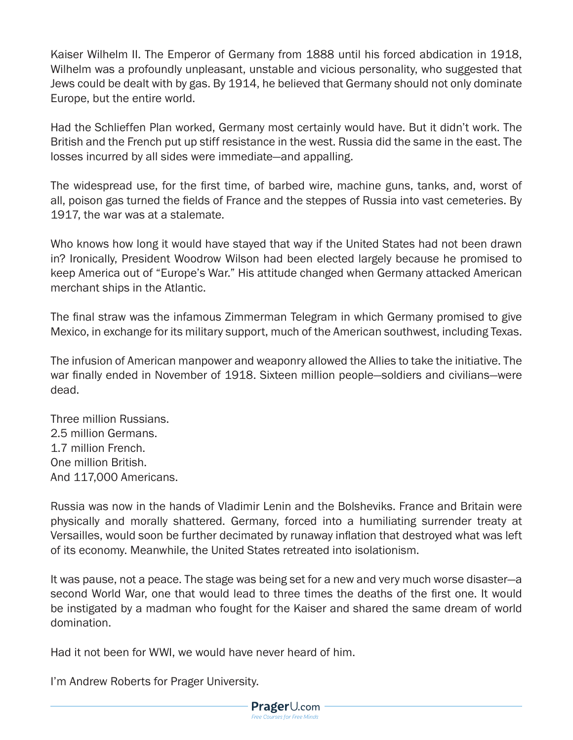Kaiser Wilhelm II. The Emperor of Germany from 1888 until his forced abdication in 1918, Wilhelm was a profoundly unpleasant, unstable and vicious personality, who suggested that Jews could be dealt with by gas. By 1914, he believed that Germany should not only dominate Europe, but the entire world.

Had the Schlieffen Plan worked, Germany most certainly would have. But it didn't work. The British and the French put up stiff resistance in the west. Russia did the same in the east. The losses incurred by all sides were immediate—and appalling.

The widespread use, for the first time, of barbed wire, machine guns, tanks, and, worst of all, poison gas turned the fields of France and the steppes of Russia into vast cemeteries. By 1917, the war was at a stalemate.

Who knows how long it would have stayed that way if the United States had not been drawn in? Ironically, President Woodrow Wilson had been elected largely because he promised to keep America out of "Europe's War." His attitude changed when Germany attacked American merchant ships in the Atlantic.

The final straw was the infamous Zimmerman Telegram in which Germany promised to give Mexico, in exchange for its military support, much of the American southwest, including Texas.

The infusion of American manpower and weaponry allowed the Allies to take the initiative. The war finally ended in November of 1918. Sixteen million people—soldiers and civilians—were dead.

Three million Russians.  
2.5 million Germans.  
1.7 million French.  
One million British.  
And 117,000 Americans.

Russia was now in the hands of Vladimir Lenin and the Bolsheviks. France and Britain were physically and morally shattered. Germany, forced into a humiliating surrender treaty at Versailles, would soon be further decimated by runaway inflation that destroyed what was left of its economy. Meanwhile, the United States retreated into isolationism.

It was pause, not a peace. The stage was being set for a new and very much worse disaster—a second World War, one that would lead to three times the deaths of the first one. It would be instigated by a madman who fought for the Kaiser and shared the same dream of world domination.

Had it not been for WWI, we would have never heard of him.

I'm Andrew Roberts for Prager University.